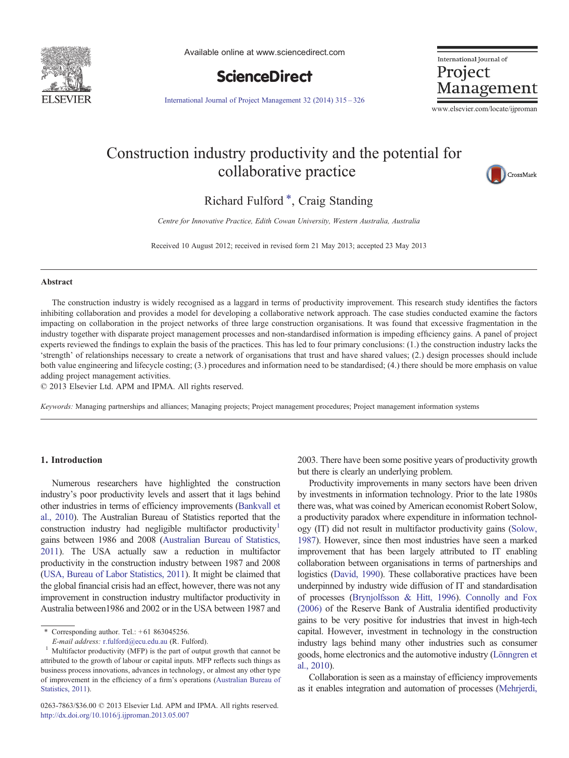# Construction industry productivity and the potential for collaborative practice

Richard Fulford *, Craig Standing

*Centre for Innovative Practice, Edith Cowan University, Western Australia, Australia*

Received 10 August 2012; received in revised form 21 May 2013; accepted 23 May 2013

## Abstract

The construction industry is widely recognised as a laggard in terms of productivity improvement. This research study identifies the factors inhibiting collaboration and provides a model for developing a collaborative network approach. The case studies conducted examine the factors impacting on collaboration in the project networks of three large construction organisations. It was found that excessive fragmentation in the industry together with disparate project management processes and non-standardised information is impeding efficiency gains. A panel of project experts reviewed the findings to explain the basis of the practices. This has led to four primary conclusions: (1.) the construction industry lacks the 'strength' of relationships necessary to create a network of organisations that trust and have shared values; (2.) design processes should include both value engineering and lifecycle costing; (3.) procedures and information need to be standardised; (4.) there should be more emphasis on value adding project management activities.

© 2013 Elsevier Ltd. APM and IPMA. All rights reserved.

*Keywords:* Managing partnerships and alliances; Managing projects; Project management procedures; Project management information systems

## 1. Introduction

Numerous researchers have highlighted the construction industry's poor productivity levels and assert that it lags behind other industries in terms of efficiency improvements (Bankvall et al., 2010). The Australian Bureau of Statistics reported that the construction industry had negligible multifactor productivity[1] gains between 1986 and 2008 (Australian Bureau of Statistics, 2011). The USA actually saw a reduction in multifactor productivity in the construction industry between 1987 and 2008 (USA, Bureau of Labor Statistics, 2011). It might be claimed that the global financial crisis had an effect, however, there was not any improvement in construction industry multifactor productivity in Australia between1986 and 2002 or in the USA between 1987 and 2003. There have been some positive years of productivity growth but there is clearly an underlying problem.

Productivity improvements in many sectors have been driven by investments in information technology. Prior to the late 1980s there was, what was coined by American economist Robert Solow, a productivity paradox where expenditure in information technology (IT) did not result in multifactor productivity gains (Solow, 1987). However, since then most industries have seen a marked improvement that has been largely attributed to IT enabling collaboration between organisations in terms of partnerships and logistics (David, 1990). These collaborative practices have been underpinned by industry wide diffusion of IT and standardisation of processes (Brynjolfsson & Hitt, 1996). Connolly and Fox (2006) of the Reserve Bank of Australia identified productivity gains to be very positive for industries that invest in high-tech capital. However, investment in technology in the construction industry lags behind many other industries such as consumer goods, home electronics and the automotive industry (Lönngren et al., 2010).

Collaboration is seen as a mainstay of efficiency improvements as it enables integration and automation of processes (Mehrjerdi,

---

\* Corresponding author. Tel.: +61 863045256.
*E-mail address:* r.fulford@ecu.edu.au (R. Fulford).

[1] Multifactor productivity (MFP) is the part of output growth that cannot be attributed to the growth of labour or capital inputs. MFP reflects such things as business process innovations, advances in technology, or almost any other type of improvement in the efficiency of a firm's operations (Australian Bureau of Statistics, 2011).

0263-7863/$36.00 © 2013 Elsevier Ltd. APM and IPMA. All rights reserved.
http://dx.doi.org/10.1016/j.ijproman.2013.05.007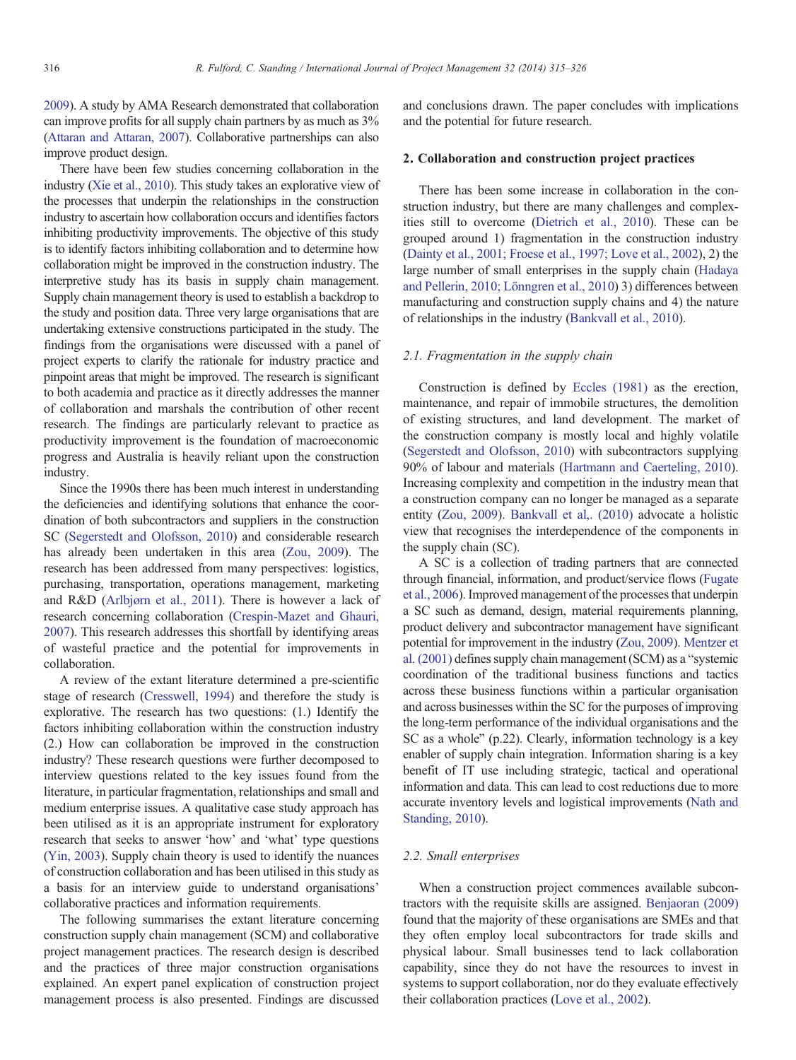2009). A study by AMA Research demonstrated that collaboration can improve profits for all supply chain partners by as much as 3% (Attaran and Attaran, 2007). Collaborative partnerships can also improve product design.

There have been few studies concerning collaboration in the industry (Xie et al., 2010). This study takes an explorative view of the processes that underpin the relationships in the construction industry to ascertain how collaboration occurs and identifies factors inhibiting productivity improvements. The objective of this study is to identify factors inhibiting collaboration and to determine how collaboration might be improved in the construction industry. The interpretive study has its basis in supply chain management. Supply chain management theory is used to establish a backdrop to the study and position data. Three very large organisations that are undertaking extensive constructions participated in the study. The findings from the organisations were discussed with a panel of project experts to clarify the rationale for industry practice and pinpoint areas that might be improved. The research is significant to both academia and practice as it directly addresses the manner of collaboration and marshals the contribution of other recent research. The findings are particularly relevant to practice as productivity improvement is the foundation of macroeconomic progress and Australia is heavily reliant upon the construction industry.

Since the 1990s there has been much interest in understanding the deficiencies and identifying solutions that enhance the coordination of both subcontractors and suppliers in the construction SC (Segerstedt and Olofsson, 2010) and considerable research has already been undertaken in this area (Zou, 2009). The research has been addressed from many perspectives: logistics, purchasing, transportation, operations management, marketing and R&D (Arlbjørn et al., 2011). There is however a lack of research concerning collaboration (Crespin-Mazet and Ghauri, 2007). This research addresses this shortfall by identifying areas of wasteful practice and the potential for improvements in collaboration.

A review of the extant literature determined a pre-scientific stage of research (Cresswell, 1994) and therefore the study is explorative. The research has two questions: (1.) Identify the factors inhibiting collaboration within the construction industry (2.) How can collaboration be improved in the construction industry? These research questions were further decomposed to interview questions related to the key issues found from the literature, in particular fragmentation, relationships and small and medium enterprise issues. A qualitative case study approach has been utilised as it is an appropriate instrument for exploratory research that seeks to answer 'how' and 'what' type questions (Yin, 2003). Supply chain theory is used to identify the nuances of construction collaboration and has been utilised in this study as a basis for an interview guide to understand organisations' collaborative practices and information requirements.

The following summarises the extant literature concerning construction supply chain management (SCM) and collaborative project management practices. The research design is described and the practices of three major construction organisations explained. An expert panel explication of construction project management process is also presented. Findings are discussed and conclusions drawn. The paper concludes with implications and the potential for future research.

## 2. Collaboration and construction project practices

There has been some increase in collaboration in the construction industry, but there are many challenges and complexities still to overcome (Dietrich et al., 2010). These can be grouped around 1) fragmentation in the construction industry (Dainty et al., 2001; Froese et al., 1997; Love et al., 2002), 2) the large number of small enterprises in the supply chain (Hadaya and Pellerin, 2010; Lönngren et al., 2010) 3) differences between manufacturing and construction supply chains and 4) the nature of relationships in the industry (Bankvall et al., 2010).

### 2.1. Fragmentation in the supply chain

Construction is defined by Eccles (1981) as the erection, maintenance, and repair of immobile structures, the demolition of existing structures, and land development. The market of the construction company is mostly local and highly volatile (Segerstedt and Olofsson, 2010) with subcontractors supplying 90% of labour and materials (Hartmann and Caerteling, 2010). Increasing complexity and competition in the industry mean that a construction company can no longer be managed as a separate entity (Zou, 2009). Bankvall et al,. (2010) advocate a holistic view that recognises the interdependence of the components in the supply chain (SC).

A SC is a collection of trading partners that are connected through financial, information, and product/service flows (Fugate et al., 2006). Improved management of the processes that underpin a SC such as demand, design, material requirements planning, product delivery and subcontractor management have significant potential for improvement in the industry (Zou, 2009). Mentzer et al. (2001) defines supply chain management (SCM) as a "systemic coordination of the traditional business functions and tactics across these business functions within a particular organisation and across businesses within the SC for the purposes of improving the long-term performance of the individual organisations and the SC as a whole" (p.22). Clearly, information technology is a key enabler of supply chain integration. Information sharing is a key benefit of IT use including strategic, tactical and operational information and data. This can lead to cost reductions due to more accurate inventory levels and logistical improvements (Nath and Standing, 2010).

### 2.2. Small enterprises

When a construction project commences available subcontractors with the requisite skills are assigned. Benjaoran (2009) found that the majority of these organisations are SMEs and that they often employ local subcontractors for trade skills and physical labour. Small businesses tend to lack collaboration capability, since they do not have the resources to invest in systems to support collaboration, nor do they evaluate effectively their collaboration practices (Love et al., 2002).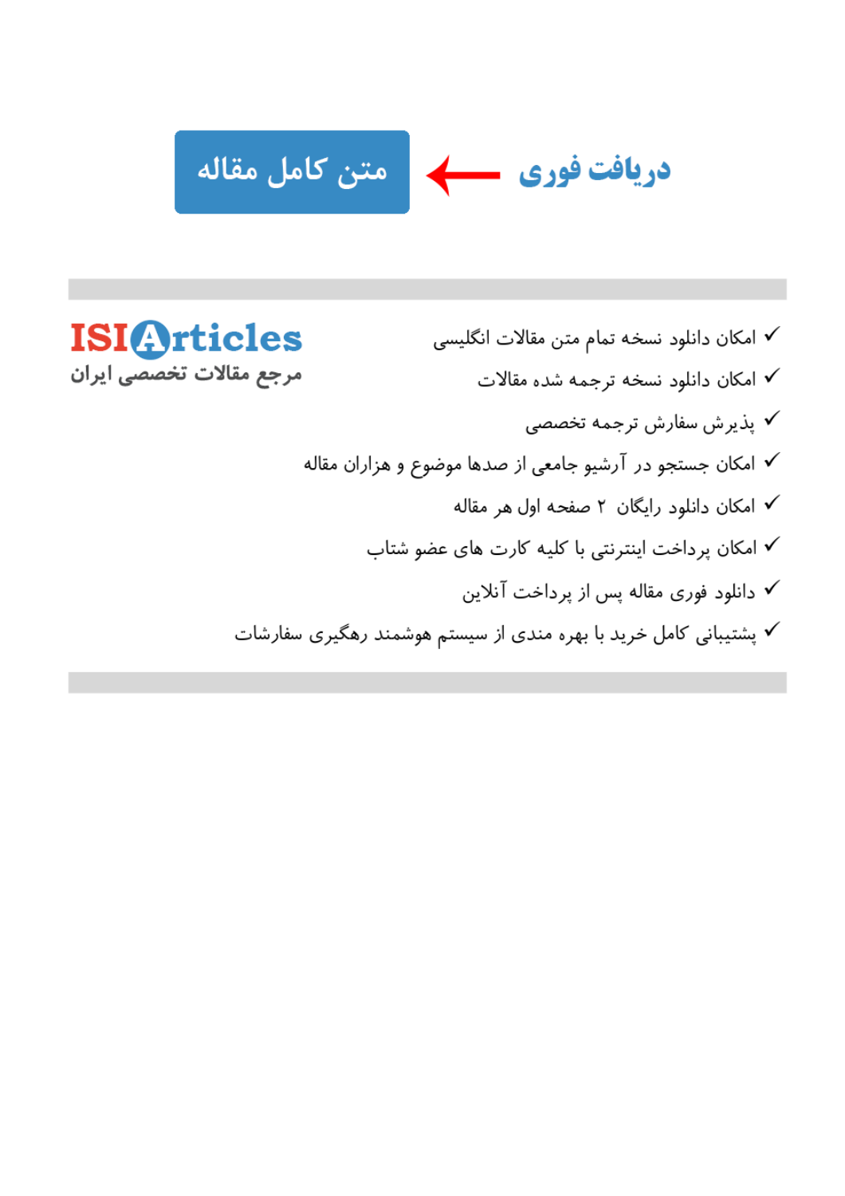دریافت فوری ← **متن کامل مقاله**

**ISIArticles**
مرجع مقالات تخصصی ایران

- ✓ امکان دانلود نسخه تمام متن مقالات انگلیسی
- ✓ امکان دانلود نسخه ترجمه شده مقالات
- ✓ پذیرش سفارش ترجمه تخصصی
- ✓ امکان جستجو در آرشیو جامعی از صدها موضوع و هزاران مقاله
- ✓ امکان دانلود رایگان ۲ صفحه اول هر مقاله
- ✓ امکان پرداخت اینترنتی با کلیه کارت های عضو شتاب
- ✓ دانلود فوری مقاله پس از پرداخت آنلاین
- ✓ پشتیبانی کامل خرید با بهره مندی از سیستم هوشمند رهگیری سفارشات